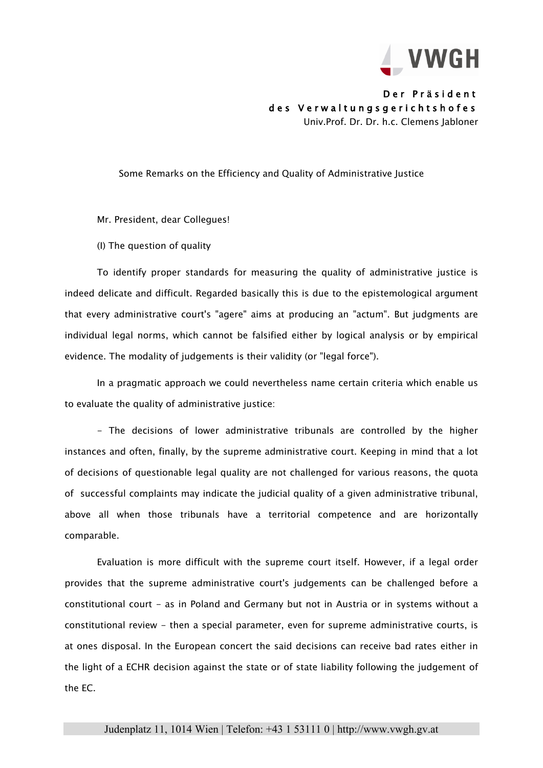VWGH

**Der Präsident des Verwaltungsgerichtshofes**
Univ.Prof. Dr. Dr. h.c. Clemens Jabloner

# Some Remarks on the Efficiency and Quality of Administrative Justice

Mr. President, dear Collegues!

## (I) The question of quality

To identify proper standards for measuring the quality of administrative justice is indeed delicate and difficult. Regarded basically this is due to the epistemological argument that every administrative court's "agere" aims at producing an "actum". But judgments are individual legal norms, which cannot be falsified either by logical analysis or by empirical evidence. The modality of judgements is their validity (or "legal force").

In a pragmatic approach we could nevertheless name certain criteria which enable us to evaluate the quality of administrative justice:

- The decisions of lower administrative tribunals are controlled by the higher instances and often, finally, by the supreme administrative court. Keeping in mind that a lot of decisions of questionable legal quality are not challenged for various reasons, the quota of successful complaints may indicate the judicial quality of a given administrative tribunal, above all when those tribunals have a territorial competence and are horizontally comparable.

Evaluation is more difficult with the supreme court itself. However, if a legal order provides that the supreme administrative court's judgements can be challenged before a constitutional court - as in Poland and Germany but not in Austria or in systems without a constitutional review - then a special parameter, even for supreme administrative courts, is at ones disposal. In the European concert the said decisions can receive bad rates either in the light of a ECHR decision against the state or of state liability following the judgement of the EC.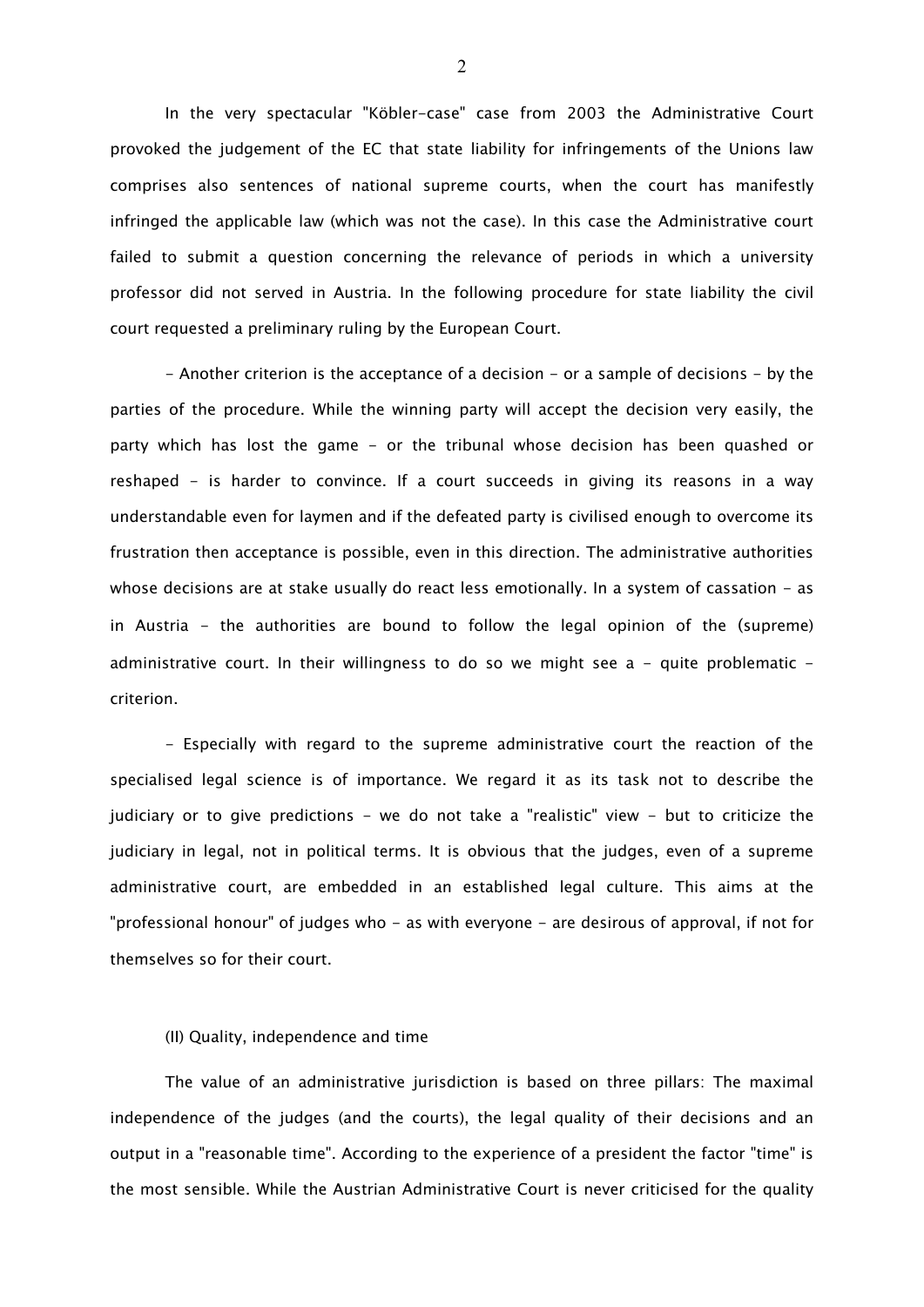In the very spectacular "Köbler-case" case from 2003 the Administrative Court provoked the judgement of the EC that state liability for infringements of the Unions law comprises also sentences of national supreme courts, when the court has manifestly infringed the applicable law (which was not the case). In this case the Administrative court failed to submit a question concerning the relevance of periods in which a university professor did not served in Austria. In the following procedure for state liability the civil court requested a preliminary ruling by the European Court.

- Another criterion is the acceptance of a decision - or a sample of decisions - by the parties of the procedure. While the winning party will accept the decision very easily, the party which has lost the game - or the tribunal whose decision has been quashed or reshaped - is harder to convince. If a court succeeds in giving its reasons in a way understandable even for laymen and if the defeated party is civilised enough to overcome its frustration then acceptance is possible, even in this direction. The administrative authorities whose decisions are at stake usually do react less emotionally. In a system of cassation - as in Austria - the authorities are bound to follow the legal opinion of the (supreme) administrative court. In their willingness to do so we might see a - quite problematic - criterion.

- Especially with regard to the supreme administrative court the reaction of the specialised legal science is of importance. We regard it as its task not to describe the judiciary or to give predictions - we do not take a "realistic" view - but to criticize the judiciary in legal, not in political terms. It is obvious that the judges, even of a supreme administrative court, are embedded in an established legal culture. This aims at the "professional honour" of judges who - as with everyone - are desirous of approval, if not for themselves so for their court.

## (II) Quality, independence and time

The value of an administrative jurisdiction is based on three pillars: The maximal independence of the judges (and the courts), the legal quality of their decisions and an output in a "reasonable time". According to the experience of a president the factor "time" is the most sensible. While the Austrian Administrative Court is never criticised for the quality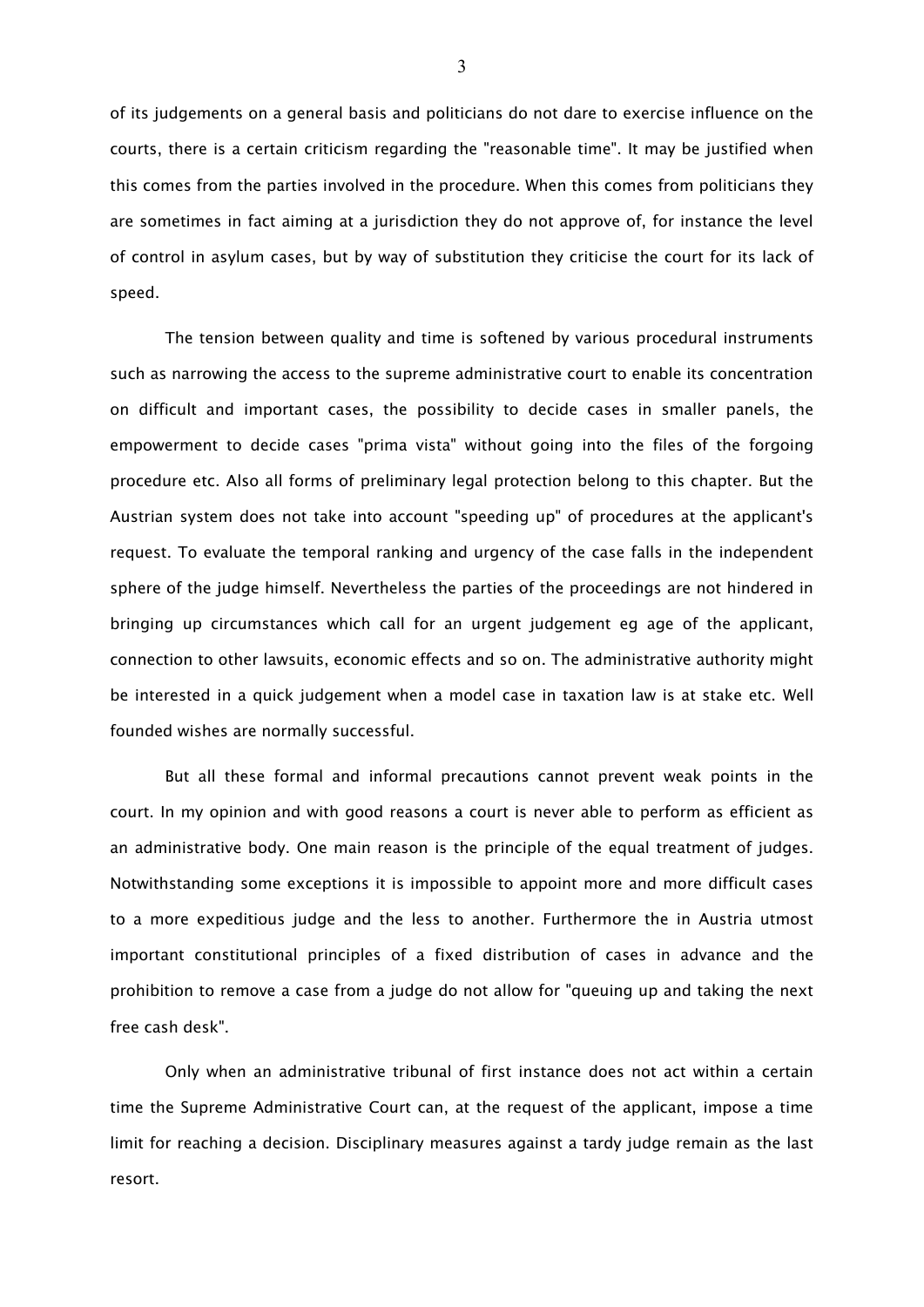of its judgements on a general basis and politicians do not dare to exercise influence on the courts, there is a certain criticism regarding the "reasonable time". It may be justified when this comes from the parties involved in the procedure. When this comes from politicians they are sometimes in fact aiming at a jurisdiction they do not approve of, for instance the level of control in asylum cases, but by way of substitution they criticise the court for its lack of speed.

The tension between quality and time is softened by various procedural instruments such as narrowing the access to the supreme administrative court to enable its concentration on difficult and important cases, the possibility to decide cases in smaller panels, the empowerment to decide cases "prima vista" without going into the files of the forgoing procedure etc. Also all forms of preliminary legal protection belong to this chapter. But the Austrian system does not take into account "speeding up" of procedures at the applicant's request. To evaluate the temporal ranking and urgency of the case falls in the independent sphere of the judge himself. Nevertheless the parties of the proceedings are not hindered in bringing up circumstances which call for an urgent judgement eg age of the applicant, connection to other lawsuits, economic effects and so on. The administrative authority might be interested in a quick judgement when a model case in taxation law is at stake etc. Well founded wishes are normally successful.

But all these formal and informal precautions cannot prevent weak points in the court. In my opinion and with good reasons a court is never able to perform as efficient as an administrative body. One main reason is the principle of the equal treatment of judges. Notwithstanding some exceptions it is impossible to appoint more and more difficult cases to a more expeditious judge and the less to another. Furthermore the in Austria utmost important constitutional principles of a fixed distribution of cases in advance and the prohibition to remove a case from a judge do not allow for "queuing up and taking the next free cash desk".

Only when an administrative tribunal of first instance does not act within a certain time the Supreme Administrative Court can, at the request of the applicant, impose a time limit for reaching a decision. Disciplinary measures against a tardy judge remain as the last resort.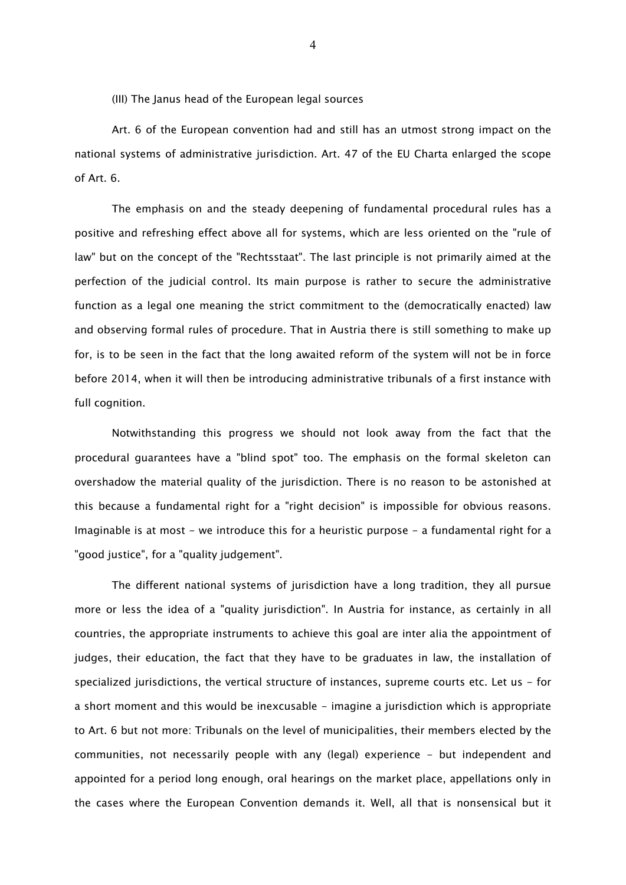## (III) The Janus head of the European legal sources

Art. 6 of the European convention had and still has an utmost strong impact on the national systems of administrative jurisdiction. Art. 47 of the EU Charta enlarged the scope of Art. 6.

The emphasis on and the steady deepening of fundamental procedural rules has a positive and refreshing effect above all for systems, which are less oriented on the "rule of law" but on the concept of the "Rechtsstaat". The last principle is not primarily aimed at the perfection of the judicial control. Its main purpose is rather to secure the administrative function as a legal one meaning the strict commitment to the (democratically enacted) law and observing formal rules of procedure. That in Austria there is still something to make up for, is to be seen in the fact that the long awaited reform of the system will not be in force before 2014, when it will then be introducing administrative tribunals of a first instance with full cognition.

Notwithstanding this progress we should not look away from the fact that the procedural guarantees have a "blind spot" too. The emphasis on the formal skeleton can overshadow the material quality of the jurisdiction. There is no reason to be astonished at this because a fundamental right for a "right decision" is impossible for obvious reasons. Imaginable is at most - we introduce this for a heuristic purpose - a fundamental right for a "good justice", for a "quality judgement".

The different national systems of jurisdiction have a long tradition, they all pursue more or less the idea of a "quality jurisdiction". In Austria for instance, as certainly in all countries, the appropriate instruments to achieve this goal are inter alia the appointment of judges, their education, the fact that they have to be graduates in law, the installation of specialized jurisdictions, the vertical structure of instances, supreme courts etc. Let us - for a short moment and this would be inexcusable - imagine a jurisdiction which is appropriate to Art. 6 but not more: Tribunals on the level of municipalities, their members elected by the communities, not necessarily people with any (legal) experience - but independent and appointed for a period long enough, oral hearings on the market place, appellations only in the cases where the European Convention demands it. Well, all that is nonsensical but it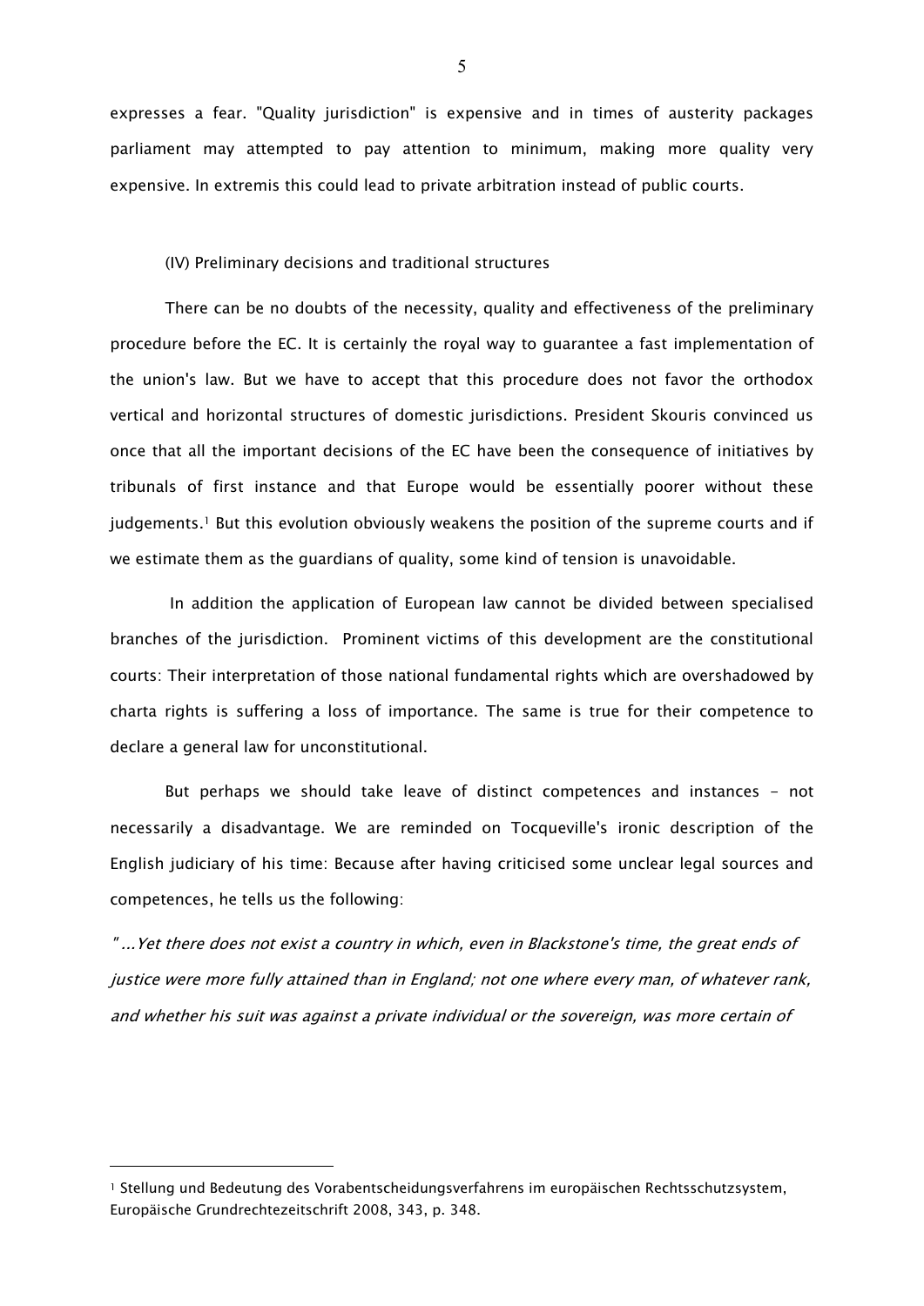expresses a fear. "Quality jurisdiction" is expensive and in times of austerity packages parliament may attempted to pay attention to minimum, making more quality very expensive. In extremis this could lead to private arbitration instead of public courts.

## (IV) Preliminary decisions and traditional structures

There can be no doubts of the necessity, quality and effectiveness of the preliminary procedure before the EC. It is certainly the royal way to guarantee a fast implementation of the union's law. But we have to accept that this procedure does not favor the orthodox vertical and horizontal structures of domestic jurisdictions. President Skouris convinced us once that all the important decisions of the EC have been the consequence of initiatives by tribunals of first instance and that Europe would be essentially poorer without these judgements.[1] But this evolution obviously weakens the position of the supreme courts and if we estimate them as the guardians of quality, some kind of tension is unavoidable.

In addition the application of European law cannot be divided between specialised branches of the jurisdiction. Prominent victims of this development are the constitutional courts: Their interpretation of those national fundamental rights which are overshadowed by charta rights is suffering a loss of importance. The same is true for their competence to declare a general law for unconstitutional.

But perhaps we should take leave of distinct competences and instances – not necessarily a disadvantage. We are reminded on Tocqueville's ironic description of the English judiciary of his time: Because after having criticised some unclear legal sources and competences, he tells us the following:

*"...Yet there does not exist a country in which, even in Blackstone's time, the great ends of justice were more fully attained than in England; not one where every man, of whatever rank, and whether his suit was against a private individual or the sovereign, was more certain of*

[1] Stellung und Bedeutung des Vorabentscheidungsverfahrens im europäischen Rechtsschutzsystem, Europäische Grundrechtezeitschrift 2008, 343, p. 348.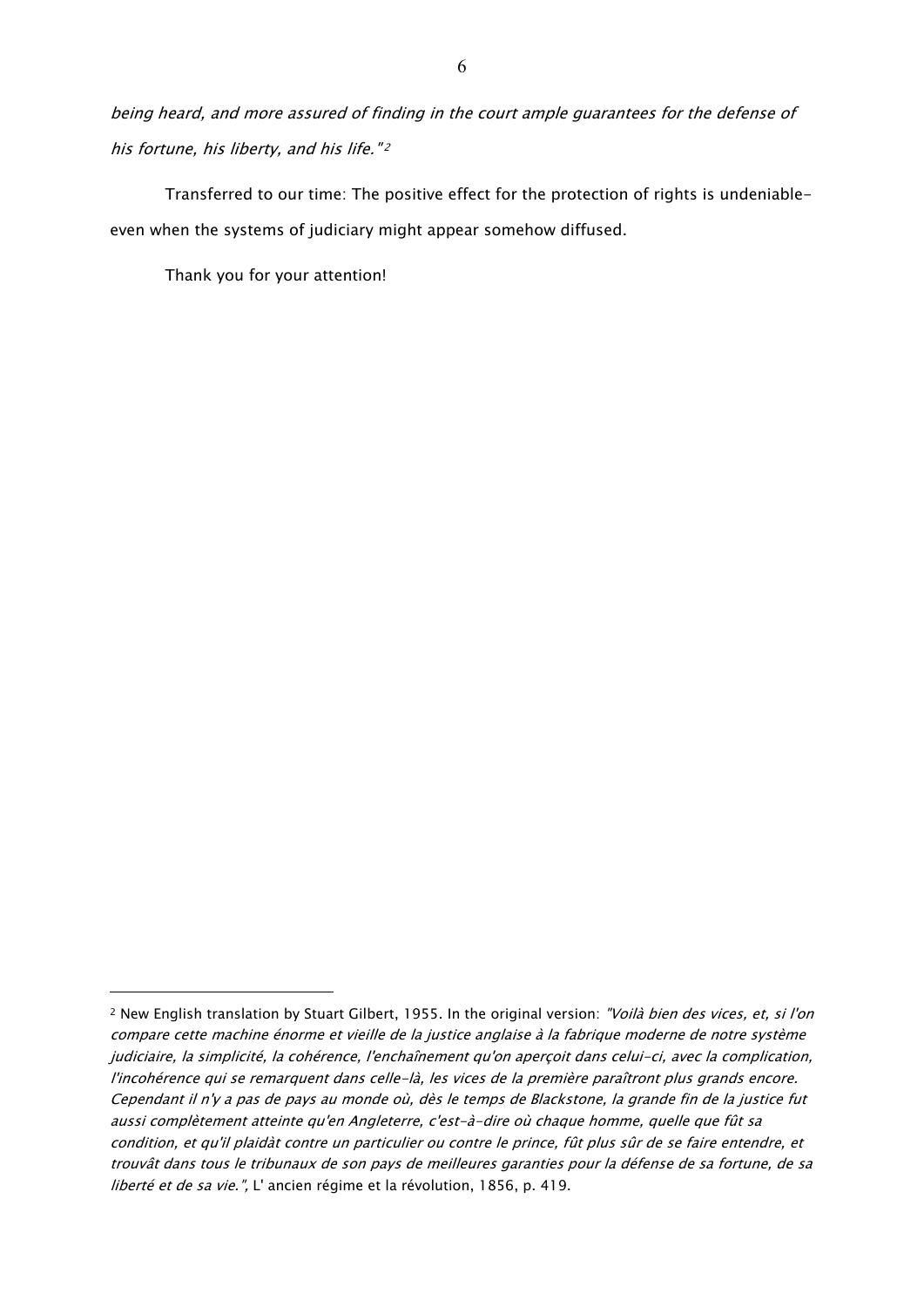*being heard, and more assured of finding in the court ample guarantees for the defense of his fortune, his liberty, and his life."*[2]

Transferred to our time: The positive effect for the protection of rights is undeniable-even when the systems of judiciary might appear somehow diffused.

Thank you for your attention!

---

[2] New English translation by Stuart Gilbert, 1955. In the original version: *"Voilà bien des vices, et, si l'on compare cette machine énorme et vieille de la justice anglaise à la fabrique moderne de notre système judiciaire, la simplicité, la cohérence, l'enchaînement qu'on aperçoit dans celui-ci, avec la complication, l'incohérence qui se remarquent dans celle-là, les vices de la première paraîtront plus grands encore. Cependant il n'y a pas de pays au monde où, dès le temps de Blackstone, la grande fin de la justice fut aussi complètement atteinte qu'en Angleterre, c'est-à-dire où chaque homme, quelle que fût sa condition, et qu'il plaidàt contre un particulier ou contre le prince, fût plus sûr de se faire entendre, et trouvât dans tous le tribunaux de son pays de meilleures garanties pour la défense de sa fortune, de sa liberté et de sa vie.",* L' ancien régime et la révolution, 1856, p. 419.